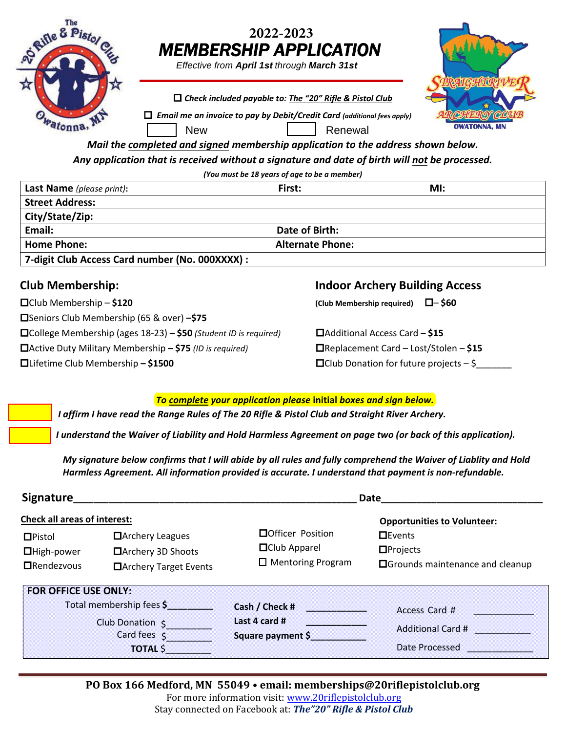The "20" Rifle & Pistol Club — Owatonna, MN

# 2022-2023
# MEMBERSHIP APPLICATION

*Effective from **April 1st** through **March 31st***

Straight River Archery Club — Owatonna, MN

☐ ***Check included payable to:** The "20" Rifle & Pistol Club*

☐ ***Email me an invoice to pay by Debit/Credit Card** (additional fees apply)*

☐ New ☐ Renewal

***Mail the completed and signed membership application to the address shown below.***

***Any application that is received without a signature and date of birth will not be processed.***

***(You must be 18 years of age to be a member)***

| **Last Name** *(please print)*: | **First:** | **MI:** |
|---|---|---|
| **Street Address:** | | |
| **City/State/Zip:** | | |
| **Email:** | **Date of Birth:** | |
| **Home Phone:** | **Alternate Phone:** | |
| **7-digit Club Access Card number (No. 000XXXX) :** | | |

## Club Membership:

- ☐Club Membership – **$120**
- ☐Seniors Club Membership (65 & over) **–$75**
- ☐College Membership (ages 18-23) – **$50** *(Student ID is required)*
- ☐Active Duty Military Membership **– $75** *(ID is required)*
- ☐Lifetime Club Membership **– $1500**

## Indoor Archery Building Access

**(Club Membership required)** ☐– **$60**

- ☐Additional Access Card – **$15**
- ☐Replacement Card – Lost/Stolen – **$15**
- ☐Club Donation for future projects – $_______

***To complete your application please initial boxes and sign below.***

[ ] ***I affirm I have read the Range Rules of The 20 Rifle & Pistol Club and Straight River Archery.***

[ ] ***I understand the Waiver of Liability and Hold Harmless Agreement on page two (or back of this application).***

***My signature below confirms that I will abide by all rules and fully comprehend the Waiver of Liablity and Hold Harmless Agreement. All information provided is accurate. I understand that payment is non-refundable.***

**Signature**_______________________________________________ **Date**___________________________

**Check all areas of interest:**

- ☐Pistol
- ☐High-power
- ☐Rendezvous
- ☐Archery Leagues
- ☐Archery 3D Shoots
- ☐Archery Target Events
- ☐Officer Position
- ☐Club Apparel
- ☐ Mentoring Program

**Opportunities to Volunteer:**

- ☐Events
- ☐Projects
- ☐Grounds maintenance and cleanup

**FOR OFFICE USE ONLY:**

Total membership fees **$**_________
Club Donation $_________
Card fees $_________
**TOTAL** $_________

**Cash / Check #** ___________
**Last 4 card #** ___________
**Square payment $**___________

Access Card # ___________
Additional Card # ___________
Date Processed ___________

**PO Box 166 Medford, MN 55049 • email: memberships@20riflepistolclub.org**
For more information visit: www.20riflepistolclub.org
Stay connected on Facebook at: ***The"20" Rifle & Pistol Club***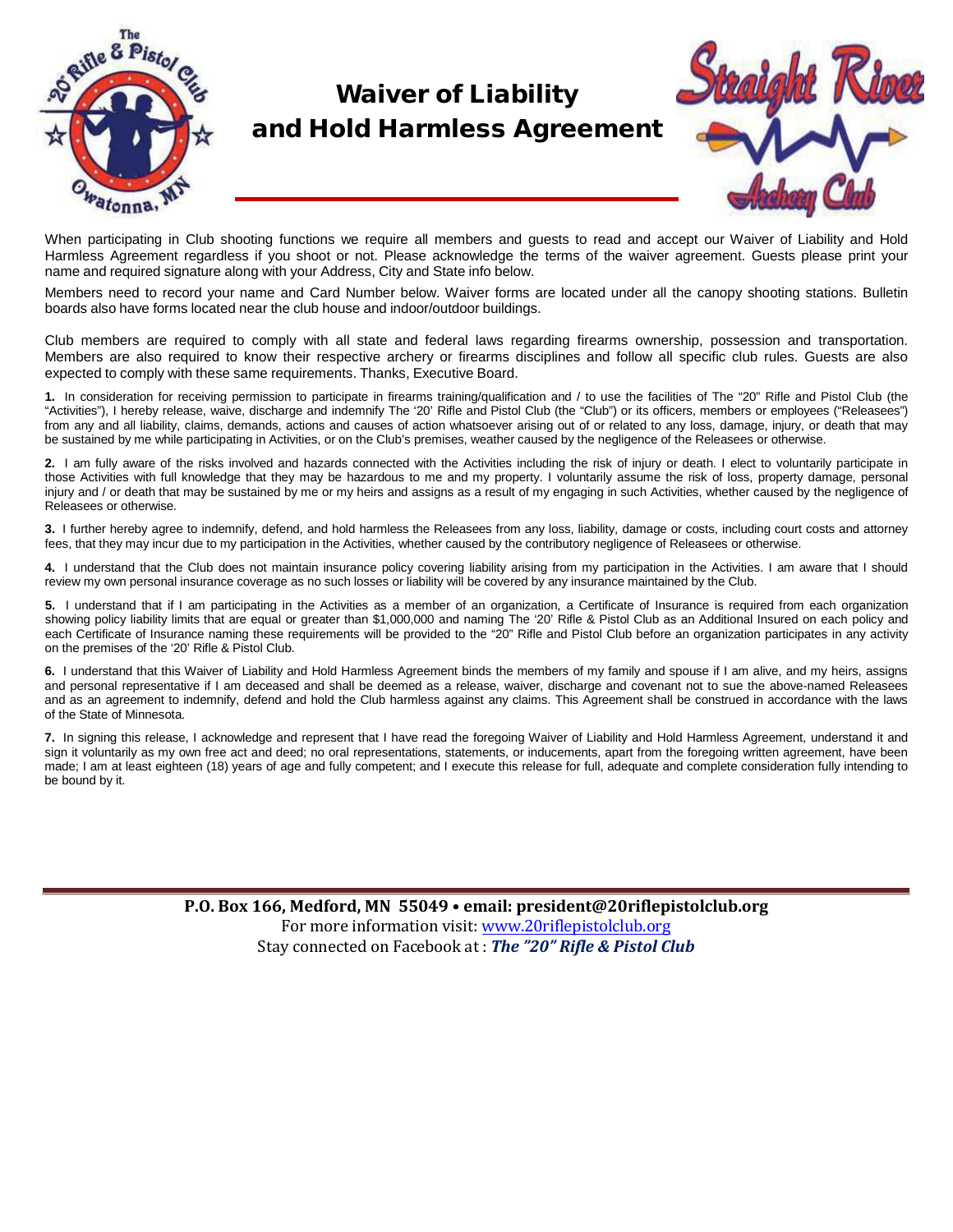# Waiver of Liability and Hold Harmless Agreement

When participating in Club shooting functions we require all members and guests to read and accept our Waiver of Liability and Hold Harmless Agreement regardless if you shoot or not. Please acknowledge the terms of the waiver agreement. Guests please print your name and required signature along with your Address, City and State info below.

Members need to record your name and Card Number below. Waiver forms are located under all the canopy shooting stations. Bulletin boards also have forms located near the club house and indoor/outdoor buildings.

Club members are required to comply with all state and federal laws regarding firearms ownership, possession and transportation. Members are also required to know their respective archery or firearms disciplines and follow all specific club rules. Guests are also expected to comply with these same requirements. Thanks, Executive Board.

**1.** In consideration for receiving permission to participate in firearms training/qualification and / to use the facilities of The "20" Rifle and Pistol Club (the "Activities"), I hereby release, waive, discharge and indemnify The '20' Rifle and Pistol Club (the "Club") or its officers, members or employees ("Releasees") from any and all liability, claims, demands, actions and causes of action whatsoever arising out of or related to any loss, damage, injury, or death that may be sustained by me while participating in Activities, or on the Club's premises, weather caused by the negligence of the Releasees or otherwise.

**2.** I am fully aware of the risks involved and hazards connected with the Activities including the risk of injury or death. I elect to voluntarily participate in those Activities with full knowledge that they may be hazardous to me and my property. I voluntarily assume the risk of loss, property damage, personal injury and / or death that may be sustained by me or my heirs and assigns as a result of my engaging in such Activities, whether caused by the negligence of Releasees or otherwise.

**3.** I further hereby agree to indemnify, defend, and hold harmless the Releasees from any loss, liability, damage or costs, including court costs and attorney fees, that they may incur due to my participation in the Activities, whether caused by the contributory negligence of Releasees or otherwise.

**4.** I understand that the Club does not maintain insurance policy covering liability arising from my participation in the Activities. I am aware that I should review my own personal insurance coverage as no such losses or liability will be covered by any insurance maintained by the Club.

**5.** I understand that if I am participating in the Activities as a member of an organization, a Certificate of Insurance is required from each organization showing policy liability limits that are equal or greater than $1,000,000 and naming The '20' Rifle & Pistol Club as an Additional Insured on each policy and each Certificate of Insurance naming these requirements will be provided to the "20" Rifle and Pistol Club before an organization participates in any activity on the premises of the '20' Rifle & Pistol Club.

**6.** I understand that this Waiver of Liability and Hold Harmless Agreement binds the members of my family and spouse if I am alive, and my heirs, assigns and personal representative if I am deceased and shall be deemed as a release, waiver, discharge and covenant not to sue the above-named Releasees and as an agreement to indemnify, defend and hold the Club harmless against any claims. This Agreement shall be construed in accordance with the laws of the State of Minnesota.

**7.** In signing this release, I acknowledge and represent that I have read the foregoing Waiver of Liability and Hold Harmless Agreement, understand it and sign it voluntarily as my own free act and deed; no oral representations, statements, or inducements, apart from the foregoing written agreement, have been made; I am at least eighteen (18) years of age and fully competent; and I execute this release for full, adequate and complete consideration fully intending to be bound by it.

**P.O. Box 166, Medford, MN 55049 • email: president@20riflepistolclub.org**
For more information visit: www.20riflepistolclub.org
Stay connected on Facebook at : ***The "20" Rifle & Pistol Club***